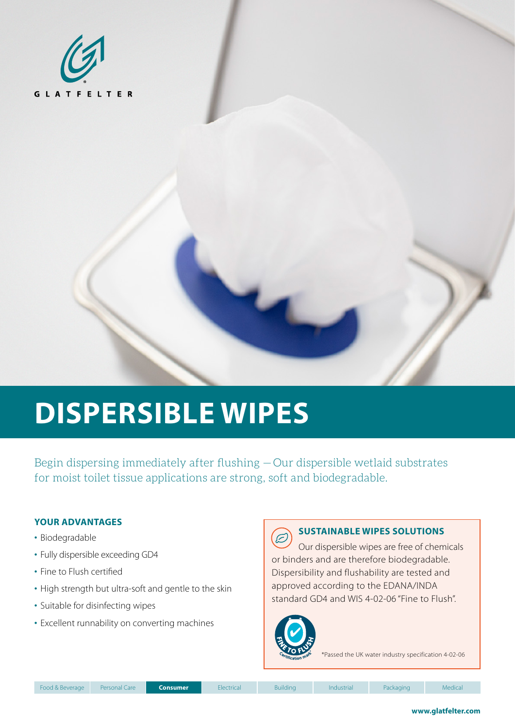GLATFELTER

# DISPERSIBLE WIPES

Begin dispersing immediately after flushing — Our dispersible wetlaid substrates for moist toilet tissue applications are strong, soft and biodegradable.

## YOUR ADVANTAGES

- Biodegradable
- Fully dispersible exceeding GD4
- Fine to Flush certified
- High strength but ultra-soft and gentle to the skin
- Suitable for disinfecting wipes
- Excellent runnability on converting machines

## SUSTAINABLE WIPES SOLUTIONS

Our dispersible wipes are free of chemicals or binders and are therefore biodegradable. Dispersibility and flushability are tested and approved according to the EDANA/INDA standard GD4 and WIS 4-02-06 "Fine to Flush".

FINE TO FLUSH Certification mark

*Passed the UK water industry specification 4-02-06

Food & Beverage | Personal Care | **Consumer** | Electrical | Building | Industrial | Packaging | Medical

**www.glatfelter.com**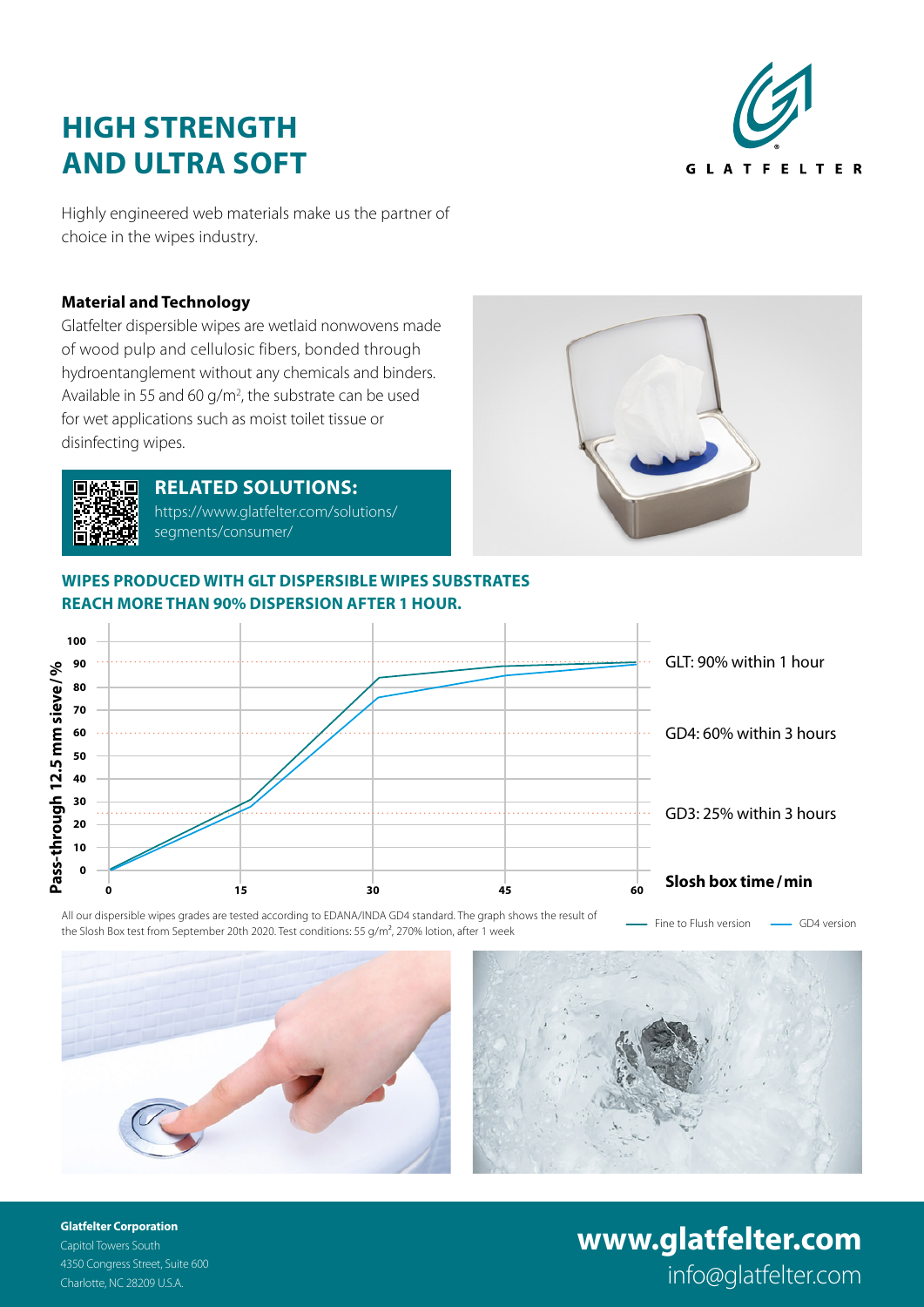# HIGH STRENGTH AND ULTRA SOFT

GLATFELTER

Highly engineered web materials make us the partner of choice in the wipes industry.

### Material and Technology

Glatfelter dispersible wipes are wetlaid nonwovens made of wood pulp and cellulosic fibers, bonded through hydroentanglement without any chemicals and binders. Available in 55 and 60 g/m$^2$, the substrate can be used for wet applications such as moist toilet tissue or disinfecting wipes.

**RELATED SOLUTIONS:**
https://www.glatfelter.com/solutions/segments/consumer/

## WIPES PRODUCED WITH GLT DISPERSIBLE WIPES SUBSTRATES REACH MORE THAN 90% DISPERSION AFTER 1 HOUR.

Pass-through 12.5 mm sieve / %

100
90
80
70
60
50
40
30
20
10
0

0 15 30 45 60

GLT: 90% within 1 hour

GD4: 60% within 3 hours

GD3: 25% within 3 hours

**Slosh box time / min**

All our dispersible wipes grades are tested according to EDANA/INDA GD4 standard. The graph shows the result of the Slosh Box test from September 20th 2020. Test conditions: 55 g/m$^2$, 270% lotion, after 1 week

Fine to Flush version GD4 version

**Glatfelter Corporation**
Capitol Towers South
4350 Congress Street, Suite 600
Charlotte, NC 28209 U.S.A.

**www.glatfelter.com**
info@glatfelter.com